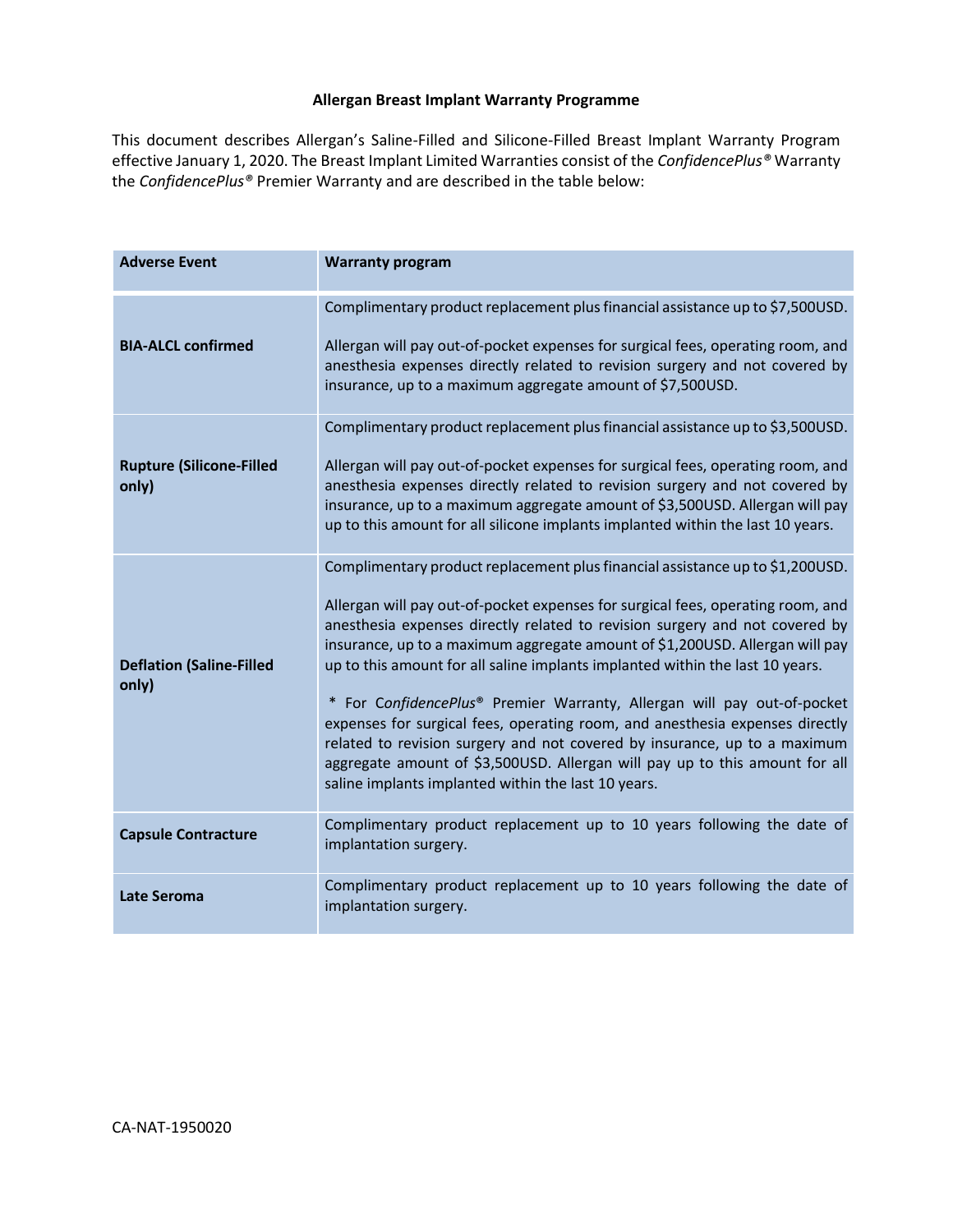# Allergan Breast Implant Warranty Programme

This document describes Allergan's Saline-Filled and Silicone-Filled Breast Implant Warranty Program effective January 1, 2020. The Breast Implant Limited Warranties consist of the *ConfidencePlus®* Warranty the *ConfidencePlus®* Premier Warranty and are described in the table below:

| **Adverse Event** | **Warranty program** |
|---|---|
| **BIA-ALCL confirmed** | Complimentary product replacement plus financial assistance up to $7,500USD.<br><br>Allergan will pay out-of-pocket expenses for surgical fees, operating room, and anesthesia expenses directly related to revision surgery and not covered by insurance, up to a maximum aggregate amount of $7,500USD. |
| **Rupture (Silicone-Filled only)** | Complimentary product replacement plus financial assistance up to $3,500USD.<br><br>Allergan will pay out-of-pocket expenses for surgical fees, operating room, and anesthesia expenses directly related to revision surgery and not covered by insurance, up to a maximum aggregate amount of $3,500USD. Allergan will pay up to this amount for all silicone implants implanted within the last 10 years. |
| **Deflation (Saline-Filled only)** | Complimentary product replacement plus financial assistance up to $1,200USD.<br><br>Allergan will pay out-of-pocket expenses for surgical fees, operating room, and anesthesia expenses directly related to revision surgery and not covered by insurance, up to a maximum aggregate amount of $1,200USD. Allergan will pay up to this amount for all saline implants implanted within the last 10 years.<br><br>* For *ConfidencePlus®* Premier Warranty, Allergan will pay out-of-pocket expenses for surgical fees, operating room, and anesthesia expenses directly related to revision surgery and not covered by insurance, up to a maximum aggregate amount of $3,500USD. Allergan will pay up to this amount for all saline implants implanted within the last 10 years. |
| **Capsule Contracture** | Complimentary product replacement up to 10 years following the date of implantation surgery. |
| **Late Seroma** | Complimentary product replacement up to 10 years following the date of implantation surgery. |

CA-NAT-1950020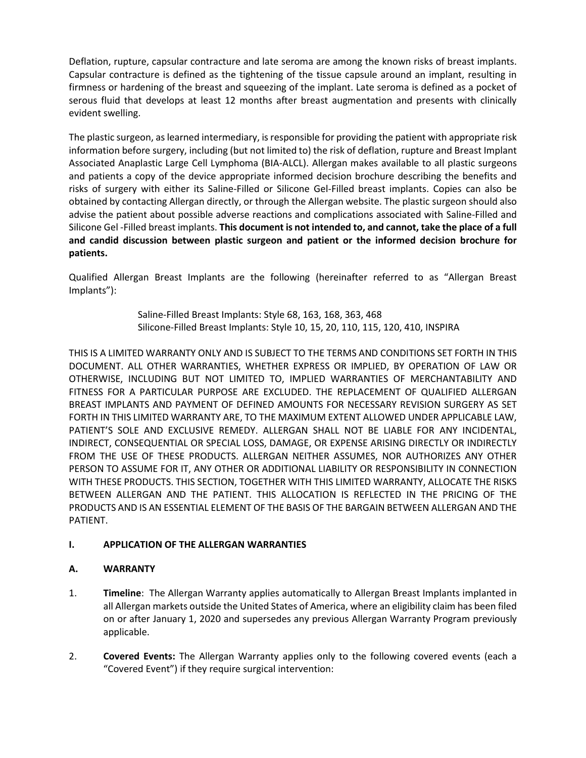Deflation, rupture, capsular contracture and late seroma are among the known risks of breast implants. Capsular contracture is defined as the tightening of the tissue capsule around an implant, resulting in firmness or hardening of the breast and squeezing of the implant. Late seroma is defined as a pocket of serous fluid that develops at least 12 months after breast augmentation and presents with clinically evident swelling.

The plastic surgeon, as learned intermediary, is responsible for providing the patient with appropriate risk information before surgery, including (but not limited to) the risk of deflation, rupture and Breast Implant Associated Anaplastic Large Cell Lymphoma (BIA-ALCL). Allergan makes available to all plastic surgeons and patients a copy of the device appropriate informed decision brochure describing the benefits and risks of surgery with either its Saline-Filled or Silicone Gel-Filled breast implants. Copies can also be obtained by contacting Allergan directly, or through the Allergan website. The plastic surgeon should also advise the patient about possible adverse reactions and complications associated with Saline-Filled and Silicone Gel -Filled breast implants. **This document is not intended to, and cannot, take the place of a full and candid discussion between plastic surgeon and patient or the informed decision brochure for patients.**

Qualified Allergan Breast Implants are the following (hereinafter referred to as "Allergan Breast Implants"):

> Saline-Filled Breast Implants: Style 68, 163, 168, 363, 468
> Silicone-Filled Breast Implants: Style 10, 15, 20, 110, 115, 120, 410, INSPIRA

THIS IS A LIMITED WARRANTY ONLY AND IS SUBJECT TO THE TERMS AND CONDITIONS SET FORTH IN THIS DOCUMENT. ALL OTHER WARRANTIES, WHETHER EXPRESS OR IMPLIED, BY OPERATION OF LAW OR OTHERWISE, INCLUDING BUT NOT LIMITED TO, IMPLIED WARRANTIES OF MERCHANTABILITY AND FITNESS FOR A PARTICULAR PURPOSE ARE EXCLUDED. THE REPLACEMENT OF QUALIFIED ALLERGAN BREAST IMPLANTS AND PAYMENT OF DEFINED AMOUNTS FOR NECESSARY REVISION SURGERY AS SET FORTH IN THIS LIMITED WARRANTY ARE, TO THE MAXIMUM EXTENT ALLOWED UNDER APPLICABLE LAW, PATIENT'S SOLE AND EXCLUSIVE REMEDY. ALLERGAN SHALL NOT BE LIABLE FOR ANY INCIDENTAL, INDIRECT, CONSEQUENTIAL OR SPECIAL LOSS, DAMAGE, OR EXPENSE ARISING DIRECTLY OR INDIRECTLY FROM THE USE OF THESE PRODUCTS. ALLERGAN NEITHER ASSUMES, NOR AUTHORIZES ANY OTHER PERSON TO ASSUME FOR IT, ANY OTHER OR ADDITIONAL LIABILITY OR RESPONSIBILITY IN CONNECTION WITH THESE PRODUCTS. THIS SECTION, TOGETHER WITH THIS LIMITED WARRANTY, ALLOCATE THE RISKS BETWEEN ALLERGAN AND THE PATIENT. THIS ALLOCATION IS REFLECTED IN THE PRICING OF THE PRODUCTS AND IS AN ESSENTIAL ELEMENT OF THE BASIS OF THE BARGAIN BETWEEN ALLERGAN AND THE PATIENT.

## I. APPLICATION OF THE ALLERGAN WARRANTIES

### A. WARRANTY

1. **Timeline**: The Allergan Warranty applies automatically to Allergan Breast Implants implanted in all Allergan markets outside the United States of America, where an eligibility claim has been filed on or after January 1, 2020 and supersedes any previous Allergan Warranty Program previously applicable.

2. **Covered Events:** The Allergan Warranty applies only to the following covered events (each a "Covered Event") if they require surgical intervention: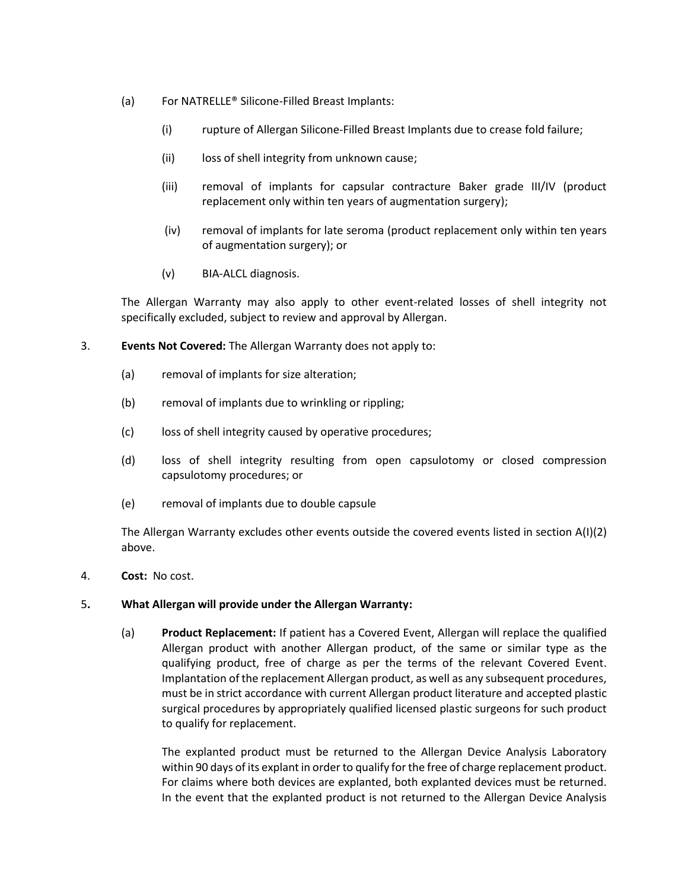(a) For NATRELLE® Silicone-Filled Breast Implants:

  (i) rupture of Allergan Silicone-Filled Breast Implants due to crease fold failure;

  (ii) loss of shell integrity from unknown cause;

  (iii) removal of implants for capsular contracture Baker grade III/IV (product replacement only within ten years of augmentation surgery);

  (iv) removal of implants for late seroma (product replacement only within ten years of augmentation surgery); or

  (v) BIA-ALCL diagnosis.

The Allergan Warranty may also apply to other event-related losses of shell integrity not specifically excluded, subject to review and approval by Allergan.

3. **Events Not Covered:** The Allergan Warranty does not apply to:

  (a) removal of implants for size alteration;

  (b) removal of implants due to wrinkling or rippling;

  (c) loss of shell integrity caused by operative procedures;

  (d) loss of shell integrity resulting from open capsulotomy or closed compression capsulotomy procedures; or

  (e) removal of implants due to double capsule

  The Allergan Warranty excludes other events outside the covered events listed in section A(I)(2) above.

4. **Cost:** No cost.

5. **What Allergan will provide under the Allergan Warranty:**

  (a) **Product Replacement:** If patient has a Covered Event, Allergan will replace the qualified Allergan product with another Allergan product, of the same or similar type as the qualifying product, free of charge as per the terms of the relevant Covered Event. Implantation of the replacement Allergan product, as well as any subsequent procedures, must be in strict accordance with current Allergan product literature and accepted plastic surgical procedures by appropriately qualified licensed plastic surgeons for such product to qualify for replacement.

  The explanted product must be returned to the Allergan Device Analysis Laboratory within 90 days of its explant in order to qualify for the free of charge replacement product. For claims where both devices are explanted, both explanted devices must be returned. In the event that the explanted product is not returned to the Allergan Device Analysis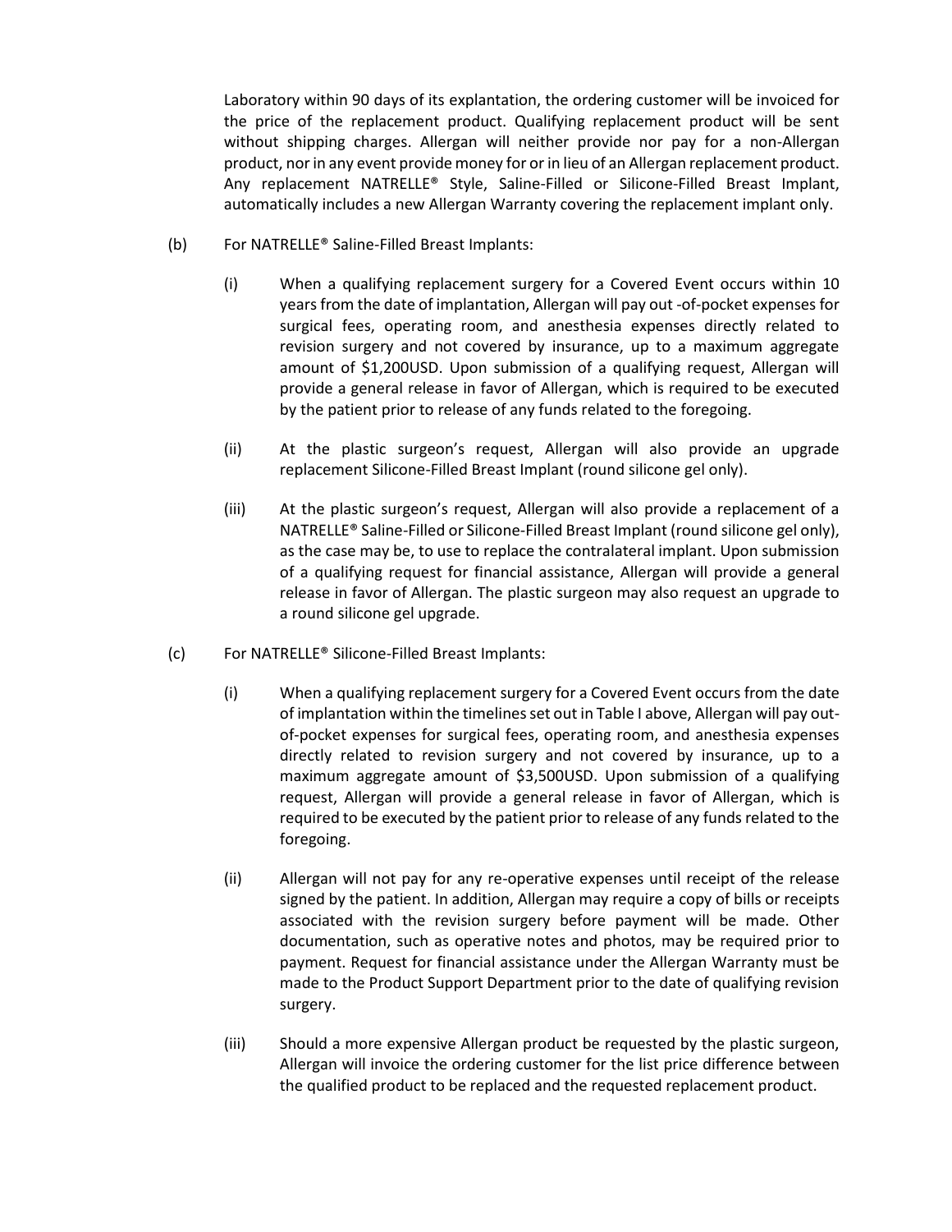Laboratory within 90 days of its explantation, the ordering customer will be invoiced for the price of the replacement product. Qualifying replacement product will be sent without shipping charges. Allergan will neither provide nor pay for a non-Allergan product, nor in any event provide money for or in lieu of an Allergan replacement product. Any replacement NATRELLE® Style, Saline-Filled or Silicone-Filled Breast Implant, automatically includes a new Allergan Warranty covering the replacement implant only.

(b) For NATRELLE® Saline-Filled Breast Implants:

(i) When a qualifying replacement surgery for a Covered Event occurs within 10 years from the date of implantation, Allergan will pay out -of-pocket expenses for surgical fees, operating room, and anesthesia expenses directly related to revision surgery and not covered by insurance, up to a maximum aggregate amount of $1,200USD. Upon submission of a qualifying request, Allergan will provide a general release in favor of Allergan, which is required to be executed by the patient prior to release of any funds related to the foregoing.

(ii) At the plastic surgeon's request, Allergan will also provide an upgrade replacement Silicone-Filled Breast Implant (round silicone gel only).

(iii) At the plastic surgeon's request, Allergan will also provide a replacement of a NATRELLE® Saline-Filled or Silicone-Filled Breast Implant (round silicone gel only), as the case may be, to use to replace the contralateral implant. Upon submission of a qualifying request for financial assistance, Allergan will provide a general release in favor of Allergan. The plastic surgeon may also request an upgrade to a round silicone gel upgrade.

(c) For NATRELLE® Silicone-Filled Breast Implants:

(i) When a qualifying replacement surgery for a Covered Event occurs from the date of implantation within the timelines set out in Table I above, Allergan will pay out-of-pocket expenses for surgical fees, operating room, and anesthesia expenses directly related to revision surgery and not covered by insurance, up to a maximum aggregate amount of $3,500USD. Upon submission of a qualifying request, Allergan will provide a general release in favor of Allergan, which is required to be executed by the patient prior to release of any funds related to the foregoing.

(ii) Allergan will not pay for any re-operative expenses until receipt of the release signed by the patient. In addition, Allergan may require a copy of bills or receipts associated with the revision surgery before payment will be made. Other documentation, such as operative notes and photos, may be required prior to payment. Request for financial assistance under the Allergan Warranty must be made to the Product Support Department prior to the date of qualifying revision surgery.

(iii) Should a more expensive Allergan product be requested by the plastic surgeon, Allergan will invoice the ordering customer for the list price difference between the qualified product to be replaced and the requested replacement product.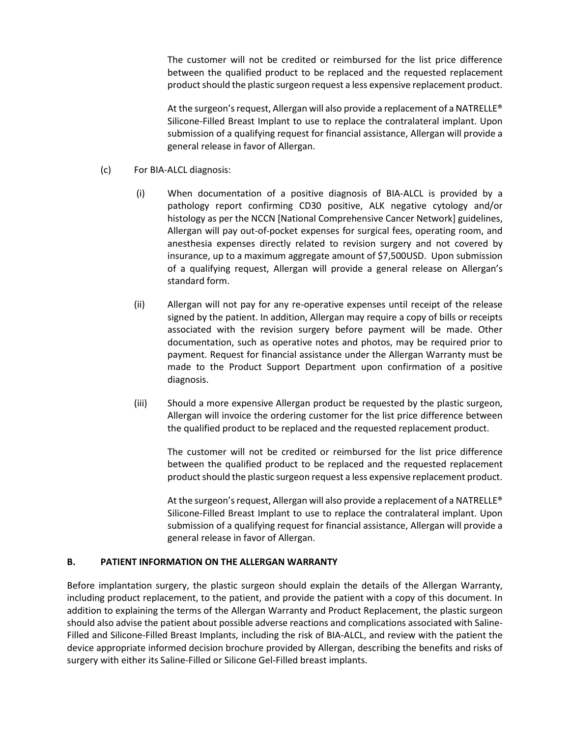The customer will not be credited or reimbursed for the list price difference between the qualified product to be replaced and the requested replacement product should the plastic surgeon request a less expensive replacement product.

At the surgeon's request, Allergan will also provide a replacement of a NATRELLE® Silicone-Filled Breast Implant to use to replace the contralateral implant. Upon submission of a qualifying request for financial assistance, Allergan will provide a general release in favor of Allergan.

(c) For BIA-ALCL diagnosis:

(i) When documentation of a positive diagnosis of BIA-ALCL is provided by a pathology report confirming CD30 positive, ALK negative cytology and/or histology as per the NCCN [National Comprehensive Cancer Network] guidelines, Allergan will pay out-of-pocket expenses for surgical fees, operating room, and anesthesia expenses directly related to revision surgery and not covered by insurance, up to a maximum aggregate amount of $7,500USD. Upon submission of a qualifying request, Allergan will provide a general release on Allergan's standard form.

(ii) Allergan will not pay for any re-operative expenses until receipt of the release signed by the patient. In addition, Allergan may require a copy of bills or receipts associated with the revision surgery before payment will be made. Other documentation, such as operative notes and photos, may be required prior to payment. Request for financial assistance under the Allergan Warranty must be made to the Product Support Department upon confirmation of a positive diagnosis.

(iii) Should a more expensive Allergan product be requested by the plastic surgeon, Allergan will invoice the ordering customer for the list price difference between the qualified product to be replaced and the requested replacement product.

The customer will not be credited or reimbursed for the list price difference between the qualified product to be replaced and the requested replacement product should the plastic surgeon request a less expensive replacement product.

At the surgeon's request, Allergan will also provide a replacement of a NATRELLE® Silicone-Filled Breast Implant to use to replace the contralateral implant. Upon submission of a qualifying request for financial assistance, Allergan will provide a general release in favor of Allergan.

## B. PATIENT INFORMATION ON THE ALLERGAN WARRANTY

Before implantation surgery, the plastic surgeon should explain the details of the Allergan Warranty, including product replacement, to the patient, and provide the patient with a copy of this document. In addition to explaining the terms of the Allergan Warranty and Product Replacement, the plastic surgeon should also advise the patient about possible adverse reactions and complications associated with Saline-Filled and Silicone-Filled Breast Implants, including the risk of BIA-ALCL, and review with the patient the device appropriate informed decision brochure provided by Allergan, describing the benefits and risks of surgery with either its Saline-Filled or Silicone Gel-Filled breast implants.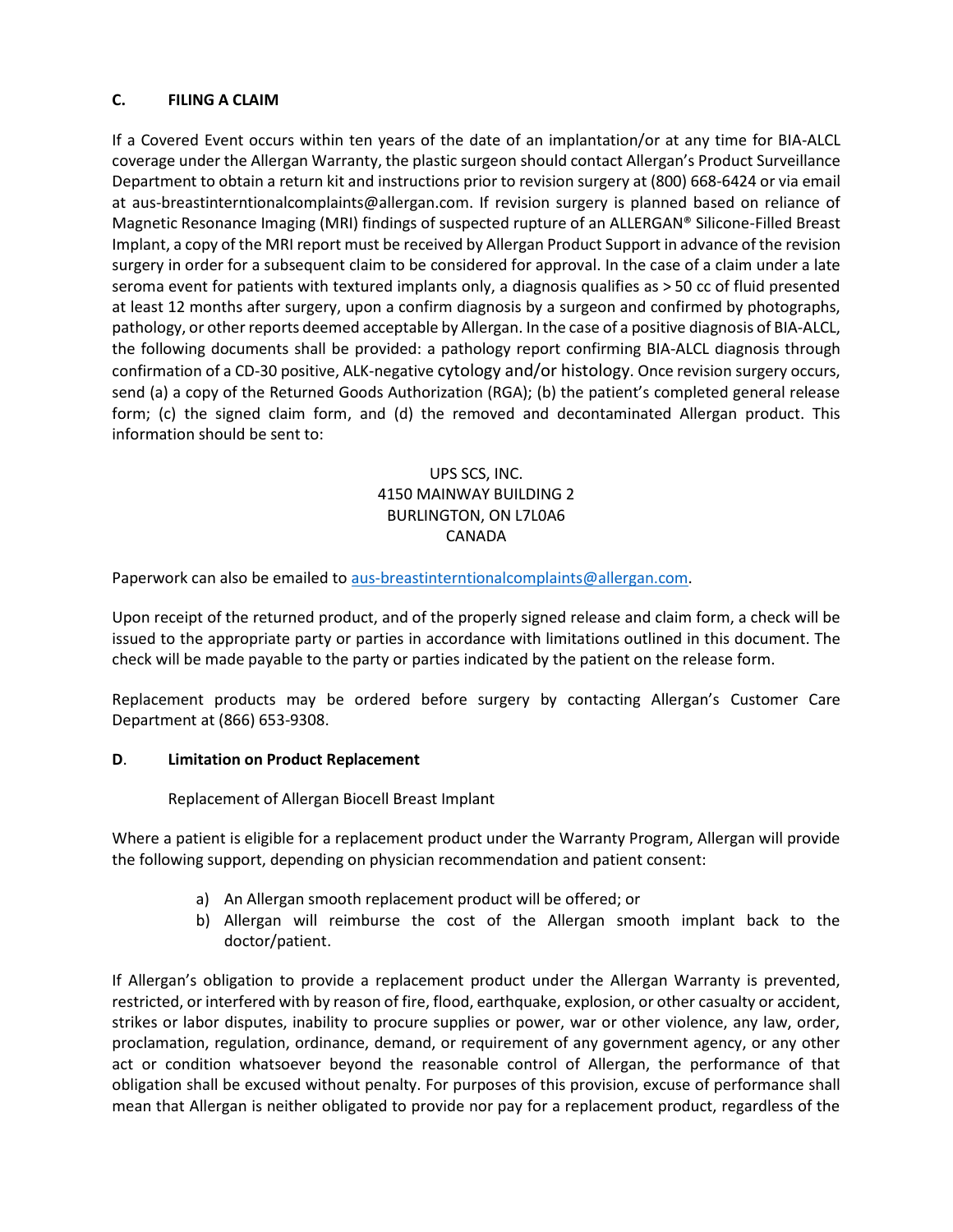### C. FILING A CLAIM

If a Covered Event occurs within ten years of the date of an implantation/or at any time for BIA-ALCL coverage under the Allergan Warranty, the plastic surgeon should contact Allergan's Product Surveillance Department to obtain a return kit and instructions prior to revision surgery at (800) 668-6424 or via email at aus-breastinterntionalcomplaints@allergan.com. If revision surgery is planned based on reliance of Magnetic Resonance Imaging (MRI) findings of suspected rupture of an ALLERGAN® Silicone-Filled Breast Implant, a copy of the MRI report must be received by Allergan Product Support in advance of the revision surgery in order for a subsequent claim to be considered for approval. In the case of a claim under a late seroma event for patients with textured implants only, a diagnosis qualifies as > 50 cc of fluid presented at least 12 months after surgery, upon a confirm diagnosis by a surgeon and confirmed by photographs, pathology, or other reports deemed acceptable by Allergan. In the case of a positive diagnosis of BIA-ALCL, the following documents shall be provided: a pathology report confirming BIA-ALCL diagnosis through confirmation of a CD-30 positive, ALK-negative cytology and/or histology. Once revision surgery occurs, send (a) a copy of the Returned Goods Authorization (RGA); (b) the patient's completed general release form; (c) the signed claim form, and (d) the removed and decontaminated Allergan product. This information should be sent to:

UPS SCS, INC.
4150 MAINWAY BUILDING 2
BURLINGTON, ON L7L0A6
CANADA

Paperwork can also be emailed to aus-breastinterntionalcomplaints@allergan.com.

Upon receipt of the returned product, and of the properly signed release and claim form, a check will be issued to the appropriate party or parties in accordance with limitations outlined in this document. The check will be made payable to the party or parties indicated by the patient on the release form.

Replacement products may be ordered before surgery by contacting Allergan's Customer Care Department at (866) 653-9308.

### D. Limitation on Product Replacement

Replacement of Allergan Biocell Breast Implant

Where a patient is eligible for a replacement product under the Warranty Program, Allergan will provide the following support, depending on physician recommendation and patient consent:

a) An Allergan smooth replacement product will be offered; or
b) Allergan will reimburse the cost of the Allergan smooth implant back to the doctor/patient.

If Allergan's obligation to provide a replacement product under the Allergan Warranty is prevented, restricted, or interfered with by reason of fire, flood, earthquake, explosion, or other casualty or accident, strikes or labor disputes, inability to procure supplies or power, war or other violence, any law, order, proclamation, regulation, ordinance, demand, or requirement of any government agency, or any other act or condition whatsoever beyond the reasonable control of Allergan, the performance of that obligation shall be excused without penalty. For purposes of this provision, excuse of performance shall mean that Allergan is neither obligated to provide nor pay for a replacement product, regardless of the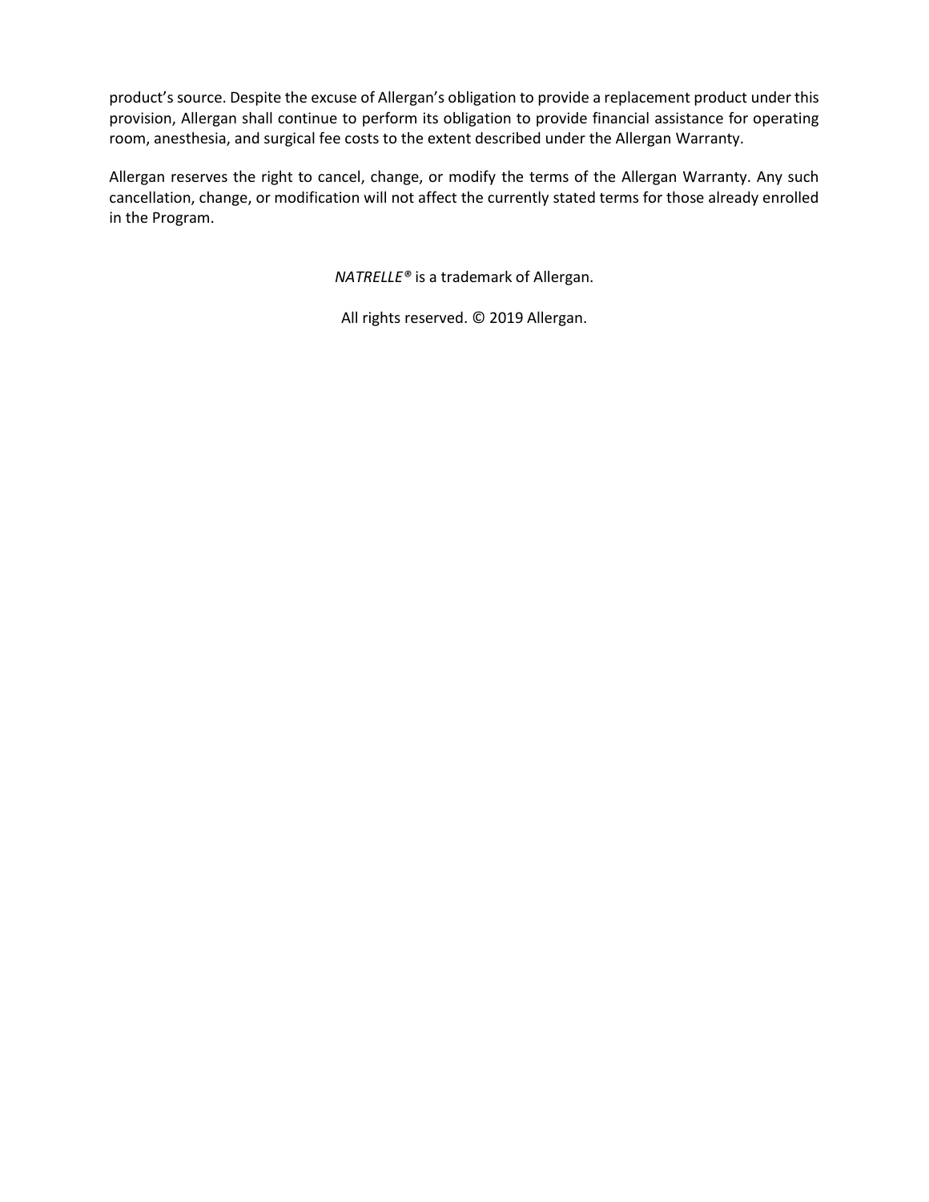product's source. Despite the excuse of Allergan's obligation to provide a replacement product under this provision, Allergan shall continue to perform its obligation to provide financial assistance for operating room, anesthesia, and surgical fee costs to the extent described under the Allergan Warranty.

Allergan reserves the right to cancel, change, or modify the terms of the Allergan Warranty. Any such cancellation, change, or modification will not affect the currently stated terms for those already enrolled in the Program.

*NATRELLE®* is a trademark of Allergan.

All rights reserved. © 2019 Allergan.